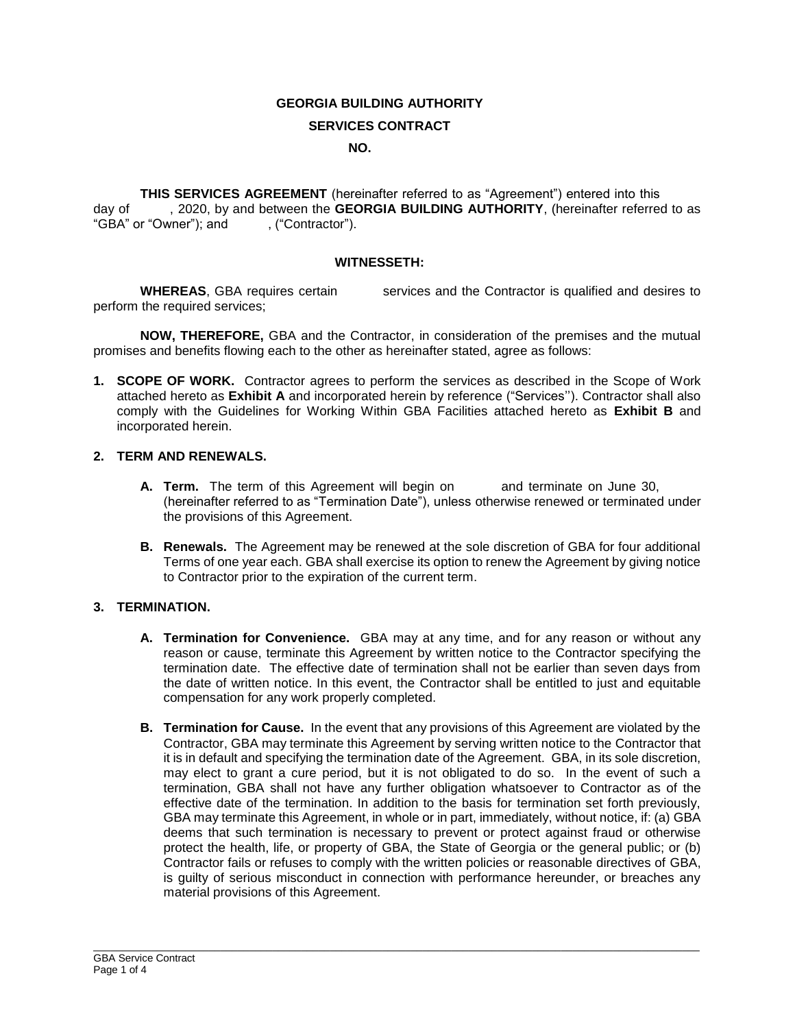**GEORGIA BUILDING AUTHORITY**

**SERVICES CONTRACT**

**NO.**

**THIS SERVICES AGREEMENT** (hereinafter referred to as "Agreement") entered into this day of , 2020, by and between the **GEORGIA BUILDING AUTHORITY**, (hereinafter referred to as "GBA" or "Owner"); and , ("Contractor").

**WITNESSETH:**

**WHEREAS**, GBA requires certain services and the Contractor is qualified and desires to perform the required services;

**NOW, THEREFORE,** GBA and the Contractor, in consideration of the premises and the mutual promises and benefits flowing each to the other as hereinafter stated, agree as follows:

1. **SCOPE OF WORK.** Contractor agrees to perform the services as described in the Scope of Work attached hereto as **Exhibit A** and incorporated herein by reference ("Services''). Contractor shall also comply with the Guidelines for Working Within GBA Facilities attached hereto as **Exhibit B** and incorporated herein.

2. **TERM AND RENEWALS.**

   **A. Term.** The term of this Agreement will begin on and terminate on June 30, (hereinafter referred to as "Termination Date"), unless otherwise renewed or terminated under the provisions of this Agreement.

   **B. Renewals.** The Agreement may be renewed at the sole discretion of GBA for four additional Terms of one year each. GBA shall exercise its option to renew the Agreement by giving notice to Contractor prior to the expiration of the current term.

3. **TERMINATION.**

   **A. Termination for Convenience.** GBA may at any time, and for any reason or without any reason or cause, terminate this Agreement by written notice to the Contractor specifying the termination date. The effective date of termination shall not be earlier than seven days from the date of written notice. In this event, the Contractor shall be entitled to just and equitable compensation for any work properly completed.

   **B. Termination for Cause.** In the event that any provisions of this Agreement are violated by the Contractor, GBA may terminate this Agreement by serving written notice to the Contractor that it is in default and specifying the termination date of the Agreement. GBA, in its sole discretion, may elect to grant a cure period, but it is not obligated to do so. In the event of such a termination, GBA shall not have any further obligation whatsoever to Contractor as of the effective date of the termination. In addition to the basis for termination set forth previously, GBA may terminate this Agreement, in whole or in part, immediately, without notice, if: (a) GBA deems that such termination is necessary to prevent or protect against fraud or otherwise protect the health, life, or property of GBA, the State of Georgia or the general public; or (b) Contractor fails or refuses to comply with the written policies or reasonable directives of GBA, is guilty of serious misconduct in connection with performance hereunder, or breaches any material provisions of this Agreement.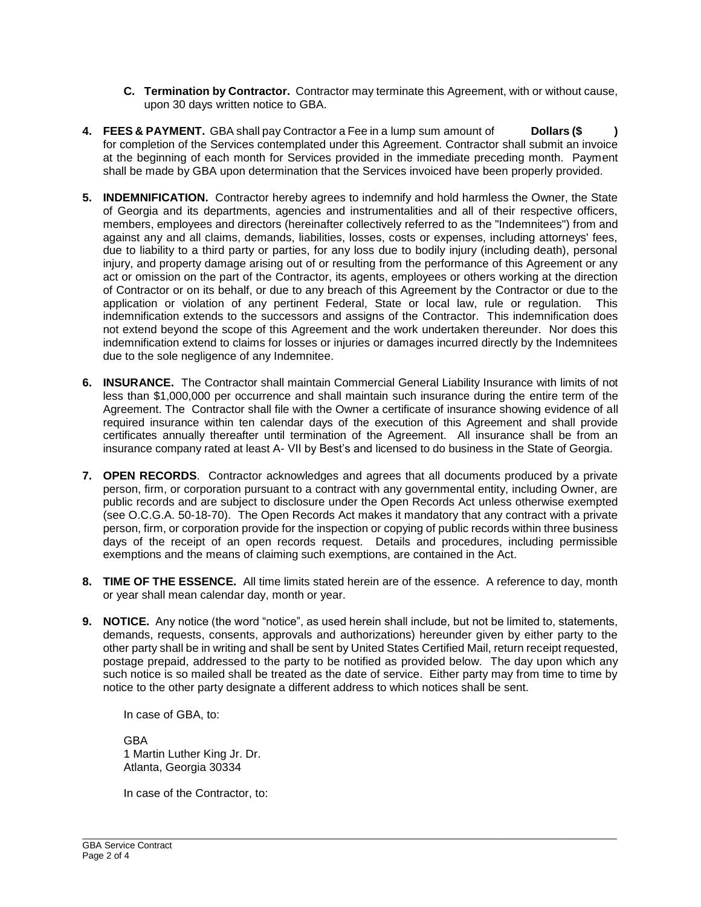**C. Termination by Contractor.** Contractor may terminate this Agreement, with or without cause, upon 30 days written notice to GBA.

**4. FEES & PAYMENT.** GBA shall pay Contractor a Fee in a lump sum amount of **Dollars ($ )** for completion of the Services contemplated under this Agreement. Contractor shall submit an invoice at the beginning of each month for Services provided in the immediate preceding month. Payment shall be made by GBA upon determination that the Services invoiced have been properly provided.

**5. INDEMNIFICATION.** Contractor hereby agrees to indemnify and hold harmless the Owner, the State of Georgia and its departments, agencies and instrumentalities and all of their respective officers, members, employees and directors (hereinafter collectively referred to as the "Indemnitees") from and against any and all claims, demands, liabilities, losses, costs or expenses, including attorneys' fees, due to liability to a third party or parties, for any loss due to bodily injury (including death), personal injury, and property damage arising out of or resulting from the performance of this Agreement or any act or omission on the part of the Contractor, its agents, employees or others working at the direction of Contractor or on its behalf, or due to any breach of this Agreement by the Contractor or due to the application or violation of any pertinent Federal, State or local law, rule or regulation. This indemnification extends to the successors and assigns of the Contractor. This indemnification does not extend beyond the scope of this Agreement and the work undertaken thereunder. Nor does this indemnification extend to claims for losses or injuries or damages incurred directly by the Indemnitees due to the sole negligence of any Indemnitee.

**6. INSURANCE.** The Contractor shall maintain Commercial General Liability Insurance with limits of not less than $1,000,000 per occurrence and shall maintain such insurance during the entire term of the Agreement. The Contractor shall file with the Owner a certificate of insurance showing evidence of all required insurance within ten calendar days of the execution of this Agreement and shall provide certificates annually thereafter until termination of the Agreement. All insurance shall be from an insurance company rated at least A- VII by Best's and licensed to do business in the State of Georgia.

**7. OPEN RECORDS**. Contractor acknowledges and agrees that all documents produced by a private person, firm, or corporation pursuant to a contract with any governmental entity, including Owner, are public records and are subject to disclosure under the Open Records Act unless otherwise exempted (see O.C.G.A. 50-18-70). The Open Records Act makes it mandatory that any contract with a private person, firm, or corporation provide for the inspection or copying of public records within three business days of the receipt of an open records request. Details and procedures, including permissible exemptions and the means of claiming such exemptions, are contained in the Act.

**8. TIME OF THE ESSENCE.** All time limits stated herein are of the essence. A reference to day, month or year shall mean calendar day, month or year.

**9. NOTICE.** Any notice (the word "notice", as used herein shall include, but not be limited to, statements, demands, requests, consents, approvals and authorizations) hereunder given by either party to the other party shall be in writing and shall be sent by United States Certified Mail, return receipt requested, postage prepaid, addressed to the party to be notified as provided below. The day upon which any such notice is so mailed shall be treated as the date of service. Either party may from time to time by notice to the other party designate a different address to which notices shall be sent.

In case of GBA, to:

GBA
1 Martin Luther King Jr. Dr.
Atlanta, Georgia 30334

In case of the Contractor, to: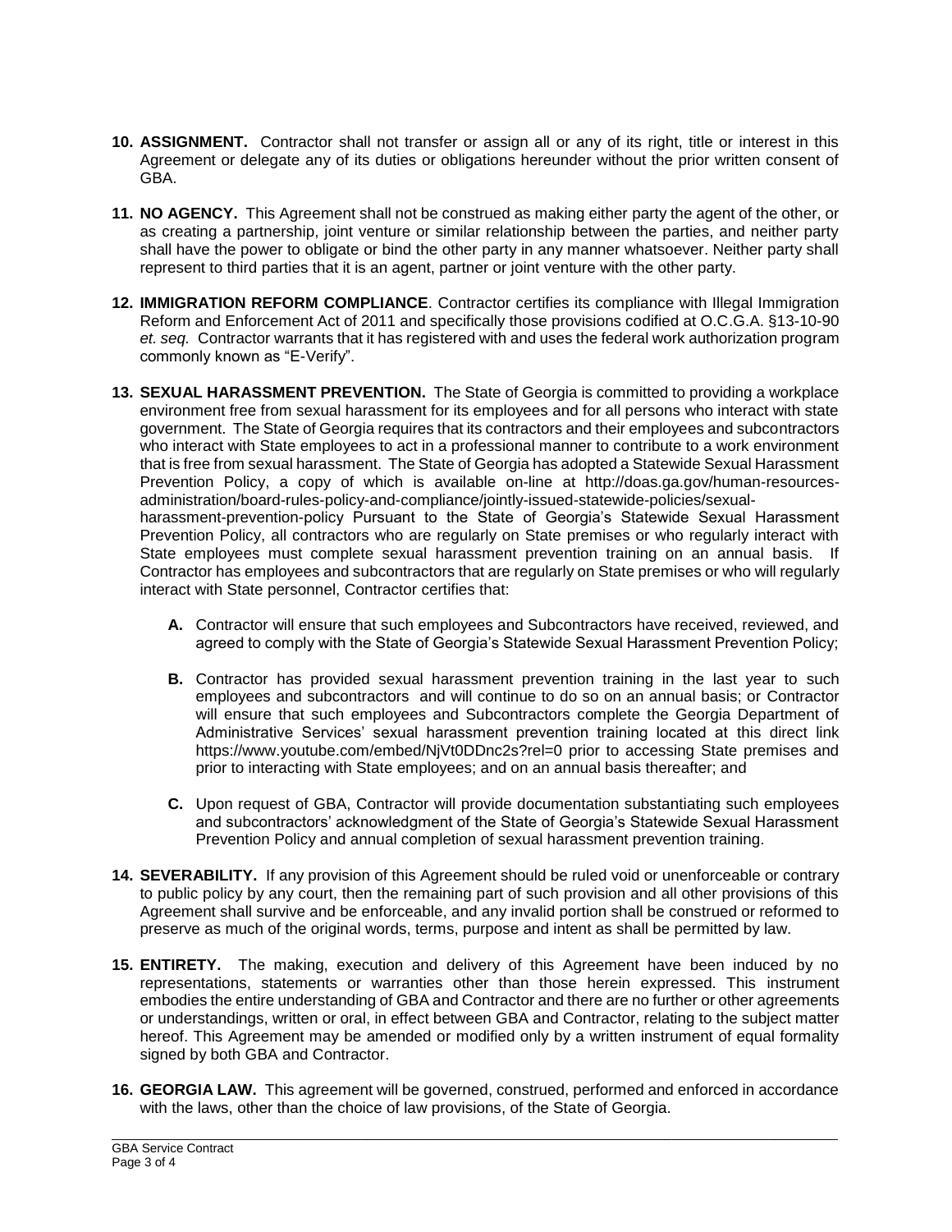**10. ASSIGNMENT.** Contractor shall not transfer or assign all or any of its right, title or interest in this Agreement or delegate any of its duties or obligations hereunder without the prior written consent of GBA.

**11. NO AGENCY.** This Agreement shall not be construed as making either party the agent of the other, or as creating a partnership, joint venture or similar relationship between the parties, and neither party shall have the power to obligate or bind the other party in any manner whatsoever. Neither party shall represent to third parties that it is an agent, partner or joint venture with the other party.

**12. IMMIGRATION REFORM COMPLIANCE**. Contractor certifies its compliance with Illegal Immigration Reform and Enforcement Act of 2011 and specifically those provisions codified at O.C.G.A. §13-10-90 *et. seq.* Contractor warrants that it has registered with and uses the federal work authorization program commonly known as "E-Verify".

**13. SEXUAL HARASSMENT PREVENTION.** The State of Georgia is committed to providing a workplace environment free from sexual harassment for its employees and for all persons who interact with state government. The State of Georgia requires that its contractors and their employees and subcontractors who interact with State employees to act in a professional manner to contribute to a work environment that is free from sexual harassment. The State of Georgia has adopted a Statewide Sexual Harassment Prevention Policy, a copy of which is available on-line at http://doas.ga.gov/human-resources-administration/board-rules-policy-and-compliance/jointly-issued-statewide-policies/sexual-harassment-prevention-policy Pursuant to the State of Georgia's Statewide Sexual Harassment Prevention Policy, all contractors who are regularly on State premises or who regularly interact with State employees must complete sexual harassment prevention training on an annual basis. If Contractor has employees and subcontractors that are regularly on State premises or who will regularly interact with State personnel, Contractor certifies that:

- **A.** Contractor will ensure that such employees and Subcontractors have received, reviewed, and agreed to comply with the State of Georgia's Statewide Sexual Harassment Prevention Policy;

- **B.** Contractor has provided sexual harassment prevention training in the last year to such employees and subcontractors and will continue to do so on an annual basis; or Contractor will ensure that such employees and Subcontractors complete the Georgia Department of Administrative Services' sexual harassment prevention training located at this direct link https://www.youtube.com/embed/NjVt0DDnc2s?rel=0 prior to accessing State premises and prior to interacting with State employees; and on an annual basis thereafter; and

- **C.** Upon request of GBA, Contractor will provide documentation substantiating such employees and subcontractors' acknowledgment of the State of Georgia's Statewide Sexual Harassment Prevention Policy and annual completion of sexual harassment prevention training.

**14. SEVERABILITY.** If any provision of this Agreement should be ruled void or unenforceable or contrary to public policy by any court, then the remaining part of such provision and all other provisions of this Agreement shall survive and be enforceable, and any invalid portion shall be construed or reformed to preserve as much of the original words, terms, purpose and intent as shall be permitted by law.

**15. ENTIRETY.** The making, execution and delivery of this Agreement have been induced by no representations, statements or warranties other than those herein expressed. This instrument embodies the entire understanding of GBA and Contractor and there are no further or other agreements or understandings, written or oral, in effect between GBA and Contractor, relating to the subject matter hereof. This Agreement may be amended or modified only by a written instrument of equal formality signed by both GBA and Contractor.

**16. GEORGIA LAW.** This agreement will be governed, construed, performed and enforced in accordance with the laws, other than the choice of law provisions, of the State of Georgia.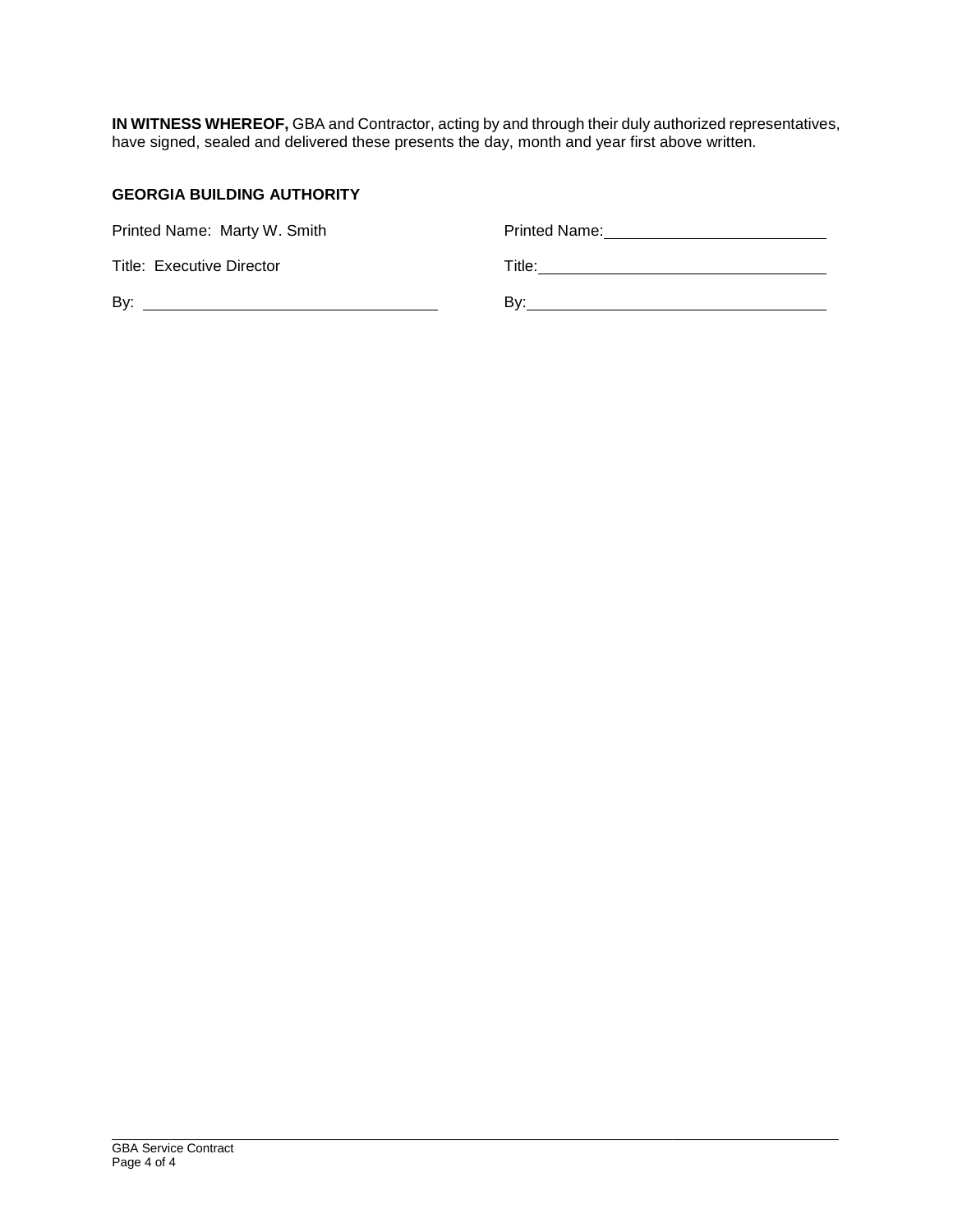**IN WITNESS WHEREOF,** GBA and Contractor, acting by and through their duly authorized representatives, have signed, sealed and delivered these presents the day, month and year first above written.

**GEORGIA BUILDING AUTHORITY**

| | |
|---|---|
| Printed Name: Marty W. Smith | Printed Name: ______________________ |
| Title: Executive Director | Title: ______________________ |
| By: ______________________ | By: ______________________ |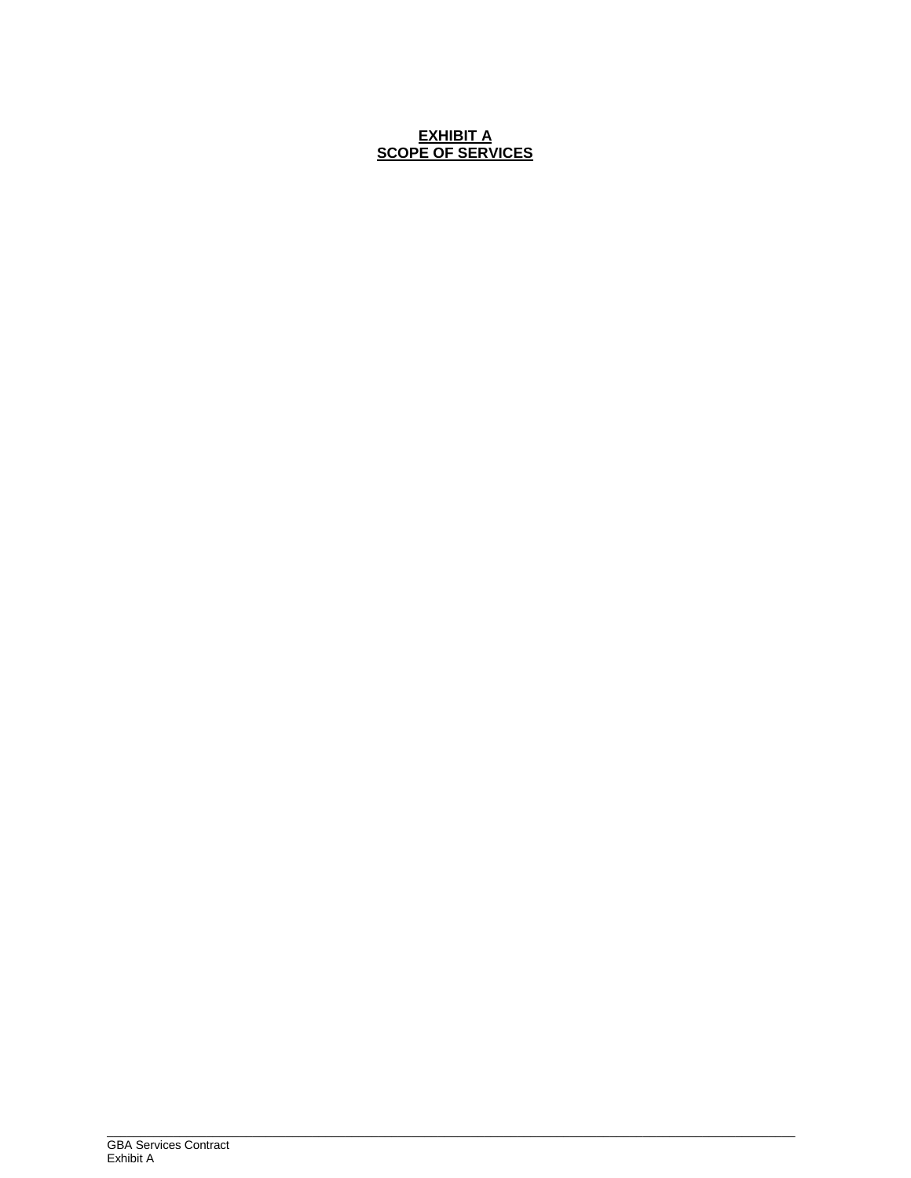**EXHIBIT A**
**SCOPE OF SERVICES**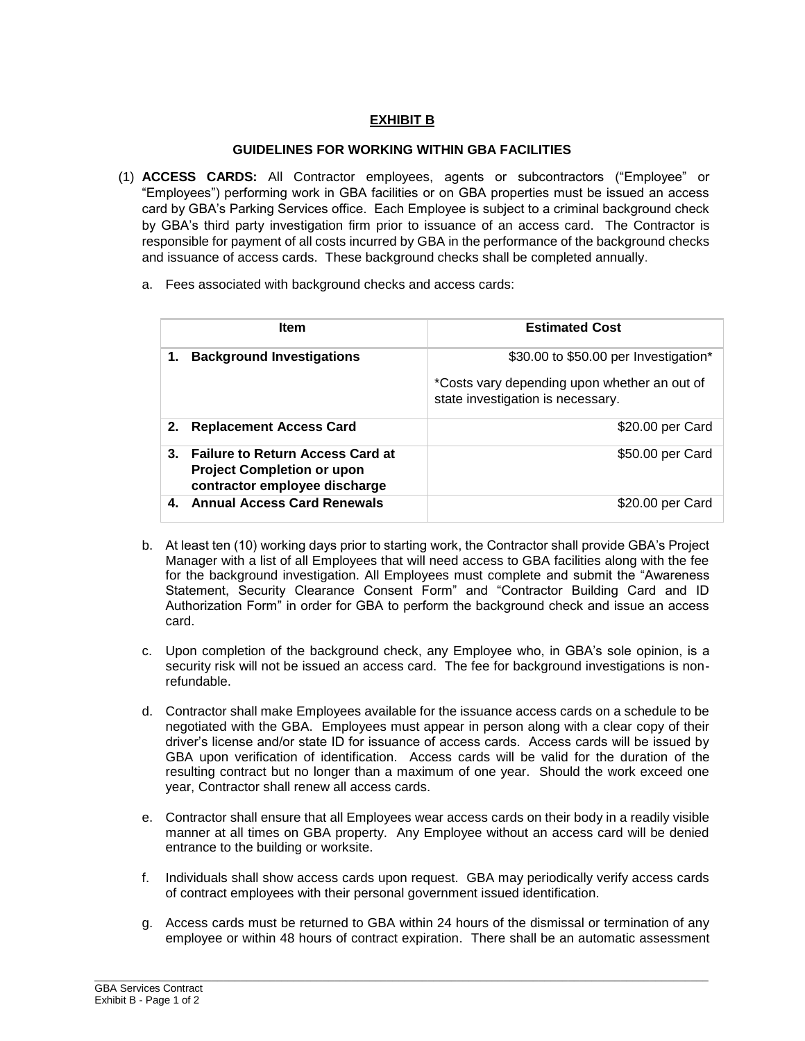## EXHIBIT B

### GUIDELINES FOR WORKING WITHIN GBA FACILITIES

(1) **ACCESS CARDS:** All Contractor employees, agents or subcontractors ("Employee" or "Employees") performing work in GBA facilities or on GBA properties must be issued an access card by GBA's Parking Services office. Each Employee is subject to a criminal background check by GBA's third party investigation firm prior to issuance of an access card. The Contractor is responsible for payment of all costs incurred by GBA in the performance of the background checks and issuance of access cards. These background checks shall be completed annually.

a. Fees associated with background checks and access cards:

| Item | Estimated Cost |
|---|---|
| **1. Background Investigations** | $30.00 to $50.00 per Investigation*<br><br>*Costs vary depending upon whether an out of state investigation is necessary. |
| **2. Replacement Access Card** | $20.00 per Card |
| **3. Failure to Return Access Card at Project Completion or upon contractor employee discharge** | $50.00 per Card |
| **4. Annual Access Card Renewals** | $20.00 per Card |

b. At least ten (10) working days prior to starting work, the Contractor shall provide GBA's Project Manager with a list of all Employees that will need access to GBA facilities along with the fee for the background investigation. All Employees must complete and submit the "Awareness Statement, Security Clearance Consent Form" and "Contractor Building Card and ID Authorization Form" in order for GBA to perform the background check and issue an access card.

c. Upon completion of the background check, any Employee who, in GBA's sole opinion, is a security risk will not be issued an access card. The fee for background investigations is non-refundable.

d. Contractor shall make Employees available for the issuance access cards on a schedule to be negotiated with the GBA. Employees must appear in person along with a clear copy of their driver's license and/or state ID for issuance of access cards. Access cards will be issued by GBA upon verification of identification. Access cards will be valid for the duration of the resulting contract but no longer than a maximum of one year. Should the work exceed one year, Contractor shall renew all access cards.

e. Contractor shall ensure that all Employees wear access cards on their body in a readily visible manner at all times on GBA property. Any Employee without an access card will be denied entrance to the building or worksite.

f. Individuals shall show access cards upon request. GBA may periodically verify access cards of contract employees with their personal government issued identification.

g. Access cards must be returned to GBA within 24 hours of the dismissal or termination of any employee or within 48 hours of contract expiration. There shall be an automatic assessment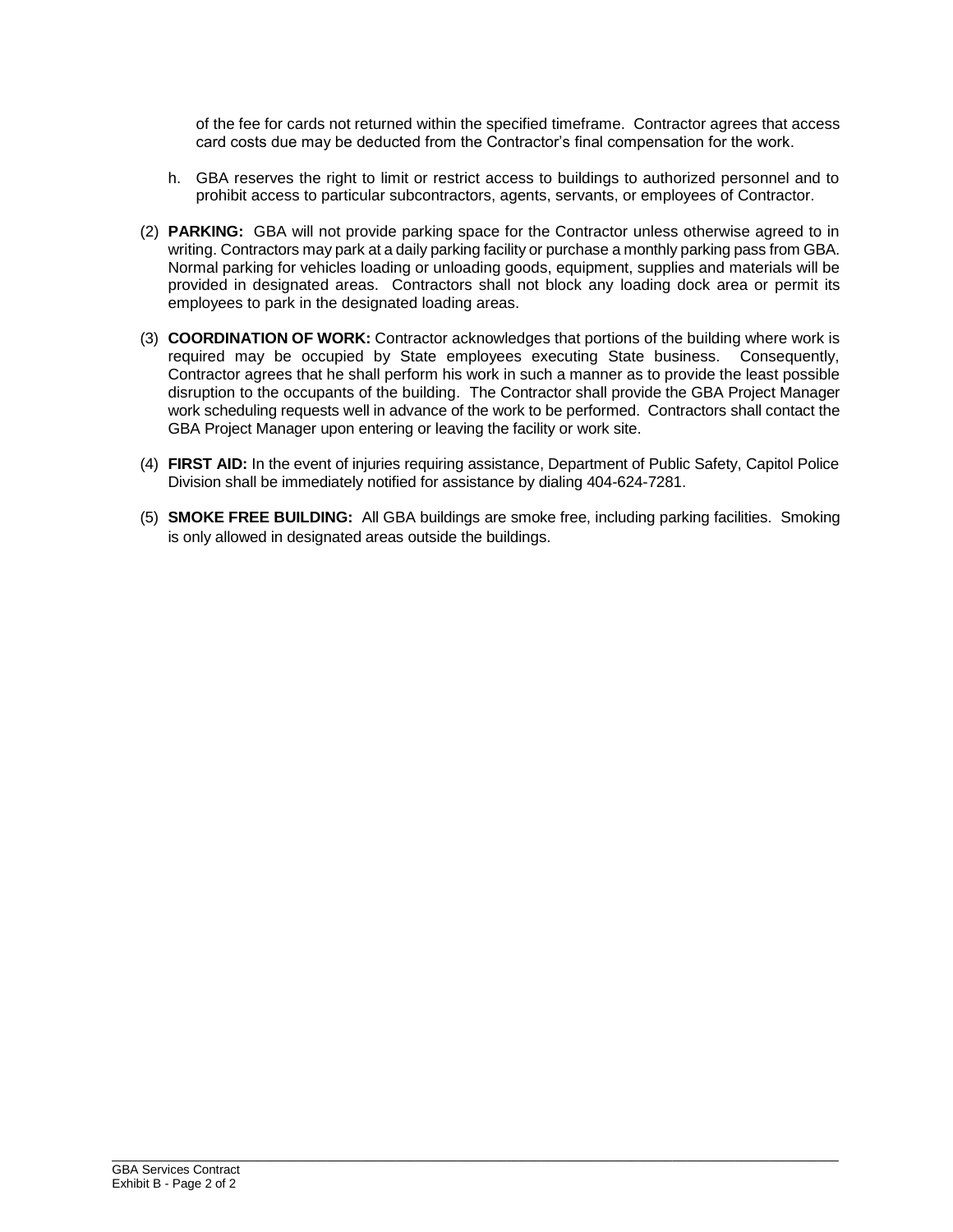of the fee for cards not returned within the specified timeframe. Contractor agrees that access card costs due may be deducted from the Contractor's final compensation for the work.

h. GBA reserves the right to limit or restrict access to buildings to authorized personnel and to prohibit access to particular subcontractors, agents, servants, or employees of Contractor.

(2) **PARKING:** GBA will not provide parking space for the Contractor unless otherwise agreed to in writing. Contractors may park at a daily parking facility or purchase a monthly parking pass from GBA. Normal parking for vehicles loading or unloading goods, equipment, supplies and materials will be provided in designated areas. Contractors shall not block any loading dock area or permit its employees to park in the designated loading areas.

(3) **COORDINATION OF WORK:** Contractor acknowledges that portions of the building where work is required may be occupied by State employees executing State business. Consequently, Contractor agrees that he shall perform his work in such a manner as to provide the least possible disruption to the occupants of the building. The Contractor shall provide the GBA Project Manager work scheduling requests well in advance of the work to be performed. Contractors shall contact the GBA Project Manager upon entering or leaving the facility or work site.

(4) **FIRST AID:** In the event of injuries requiring assistance, Department of Public Safety, Capitol Police Division shall be immediately notified for assistance by dialing 404-624-7281.

(5) **SMOKE FREE BUILDING:** All GBA buildings are smoke free, including parking facilities. Smoking is only allowed in designated areas outside the buildings.